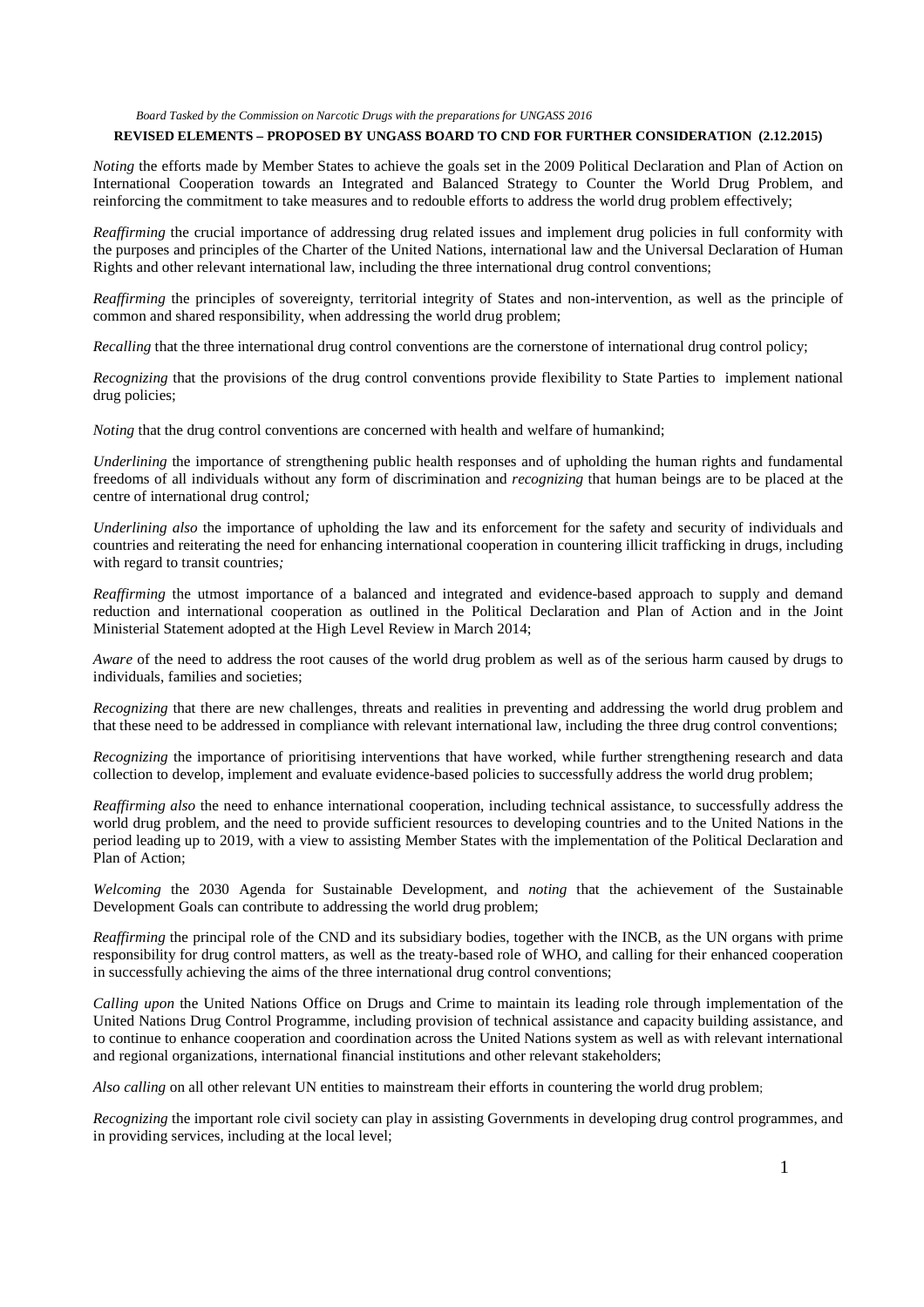*Board Tasked by the Commission on Narcotic Drugs with the preparations for UNGASS 2016*

**REVISED ELEMENTS – PROPOSED BY UNGASS BOARD TO CND FOR FURTHER CONSIDERATION (2.12.2015)**

*Noting* the efforts made by Member States to achieve the goals set in the 2009 Political Declaration and Plan of Action on International Cooperation towards an Integrated and Balanced Strategy to Counter the World Drug Problem, and reinforcing the commitment to take measures and to redouble efforts to address the world drug problem effectively;

*Reaffirming* the crucial importance of addressing drug related issues and implement drug policies in full conformity with the purposes and principles of the Charter of the United Nations, international law and the Universal Declaration of Human Rights and other relevant international law, including the three international drug control conventions;

*Reaffirming* the principles of sovereignty, territorial integrity of States and non-intervention, as well as the principle of common and shared responsibility, when addressing the world drug problem;

*Recalling* that the three international drug control conventions are the cornerstone of international drug control policy;

*Recognizing* that the provisions of the drug control conventions provide flexibility to State Parties to implement national drug policies;

*Noting* that the drug control conventions are concerned with health and welfare of humankind;

*Underlining* the importance of strengthening public health responses and of upholding the human rights and fundamental freedoms of all individuals without any form of discrimination and *recognizing* that human beings are to be placed at the centre of international drug control*;*

*Underlining also* the importance of upholding the law and its enforcement for the safety and security of individuals and countries and reiterating the need for enhancing international cooperation in countering illicit trafficking in drugs, including with regard to transit countries*;*

*Reaffirming* the utmost importance of a balanced and integrated and evidence-based approach to supply and demand reduction and international cooperation as outlined in the Political Declaration and Plan of Action and in the Joint Ministerial Statement adopted at the High Level Review in March 2014;

*Aware* of the need to address the root causes of the world drug problem as well as of the serious harm caused by drugs to individuals, families and societies;

*Recognizing* that there are new challenges, threats and realities in preventing and addressing the world drug problem and that these need to be addressed in compliance with relevant international law, including the three drug control conventions;

*Recognizing* the importance of prioritising interventions that have worked, while further strengthening research and data collection to develop, implement and evaluate evidence-based policies to successfully address the world drug problem;

*Reaffirming also* the need to enhance international cooperation, including technical assistance, to successfully address the world drug problem, and the need to provide sufficient resources to developing countries and to the United Nations in the period leading up to 2019, with a view to assisting Member States with the implementation of the Political Declaration and Plan of Action;

*Welcoming* the 2030 Agenda for Sustainable Development, and *noting* that the achievement of the Sustainable Development Goals can contribute to addressing the world drug problem;

*Reaffirming* the principal role of the CND and its subsidiary bodies, together with the INCB, as the UN organs with prime responsibility for drug control matters, as well as the treaty-based role of WHO, and calling for their enhanced cooperation in successfully achieving the aims of the three international drug control conventions;

*Calling upon* the United Nations Office on Drugs and Crime to maintain its leading role through implementation of the United Nations Drug Control Programme, including provision of technical assistance and capacity building assistance, and to continue to enhance cooperation and coordination across the United Nations system as well as with relevant international and regional organizations, international financial institutions and other relevant stakeholders;

*Also calling* on all other relevant UN entities to mainstream their efforts in countering the world drug problem;

*Recognizing* the important role civil society can play in assisting Governments in developing drug control programmes, and in providing services, including at the local level;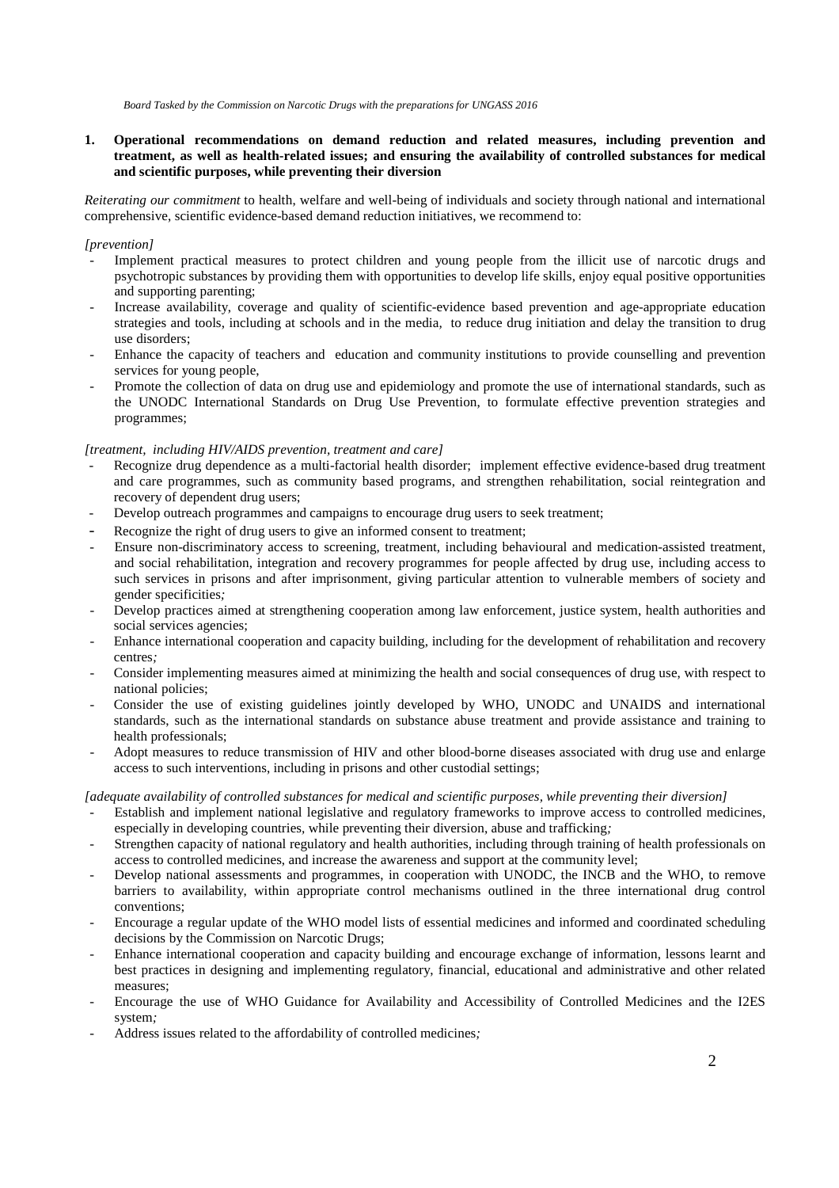**1. Operational recommendations on demand reduction and related measures, including prevention and treatment, as well as health-related issues; and ensuring the availability of controlled substances for medical and scientific purposes, while preventing their diversion**

*Reiterating our commitment* to health, welfare and well-being of individuals and society through national and international comprehensive, scientific evidence-based demand reduction initiatives, we recommend to:

*[prevention]*

- Implement practical measures to protect children and young people from the illicit use of narcotic drugs and psychotropic substances by providing them with opportunities to develop life skills, enjoy equal positive opportunities and supporting parenting;
- Increase availability, coverage and quality of scientific-evidence based prevention and age-appropriate education strategies and tools, including at schools and in the media, to reduce drug initiation and delay the transition to drug use disorders;
- Enhance the capacity of teachers and education and community institutions to provide counselling and prevention services for young people,
- Promote the collection of data on drug use and epidemiology and promote the use of international standards, such as the UNODC International Standards on Drug Use Prevention, to formulate effective prevention strategies and programmes;

*[treatment, including HIV/AIDS prevention, treatment and care]*

- Recognize drug dependence as a multi-factorial health disorder; implement effective evidence-based drug treatment and care programmes, such as community based programs, and strengthen rehabilitation, social reintegration and recovery of dependent drug users;
- Develop outreach programmes and campaigns to encourage drug users to seek treatment;
- Recognize the right of drug users to give an informed consent to treatment;
- Ensure non-discriminatory access to screening, treatment, including behavioural and medication-assisted treatment, and social rehabilitation, integration and recovery programmes for people affected by drug use, including access to such services in prisons and after imprisonment, giving particular attention to vulnerable members of society and gender specificities;
- Develop practices aimed at strengthening cooperation among law enforcement, justice system, health authorities and social services agencies;
- Enhance international cooperation and capacity building, including for the development of rehabilitation and recovery centres;
- Consider implementing measures aimed at minimizing the health and social consequences of drug use, with respect to national policies;
- Consider the use of existing guidelines jointly developed by WHO, UNODC and UNAIDS and international standards, such as the international standards on substance abuse treatment and provide assistance and training to health professionals;
- Adopt measures to reduce transmission of HIV and other blood-borne diseases associated with drug use and enlarge access to such interventions, including in prisons and other custodial settings;

*[adequate availability of controlled substances for medical and scientific purposes, while preventing their diversion]*

- Establish and implement national legislative and regulatory frameworks to improve access to controlled medicines, especially in developing countries, while preventing their diversion, abuse and trafficking;
- Strengthen capacity of national regulatory and health authorities, including through training of health professionals on access to controlled medicines, and increase the awareness and support at the community level;
- Develop national assessments and programmes, in cooperation with UNODC, the INCB and the WHO, to remove barriers to availability, within appropriate control mechanisms outlined in the three international drug control conventions;
- Encourage a regular update of the WHO model lists of essential medicines and informed and coordinated scheduling decisions by the Commission on Narcotic Drugs;
- Enhance international cooperation and capacity building and encourage exchange of information, lessons learnt and best practices in designing and implementing regulatory, financial, educational and administrative and other related measures;
- Encourage the use of WHO Guidance for Availability and Accessibility of Controlled Medicines and the I2ES system;
- Address issues related to the affordability of controlled medicines;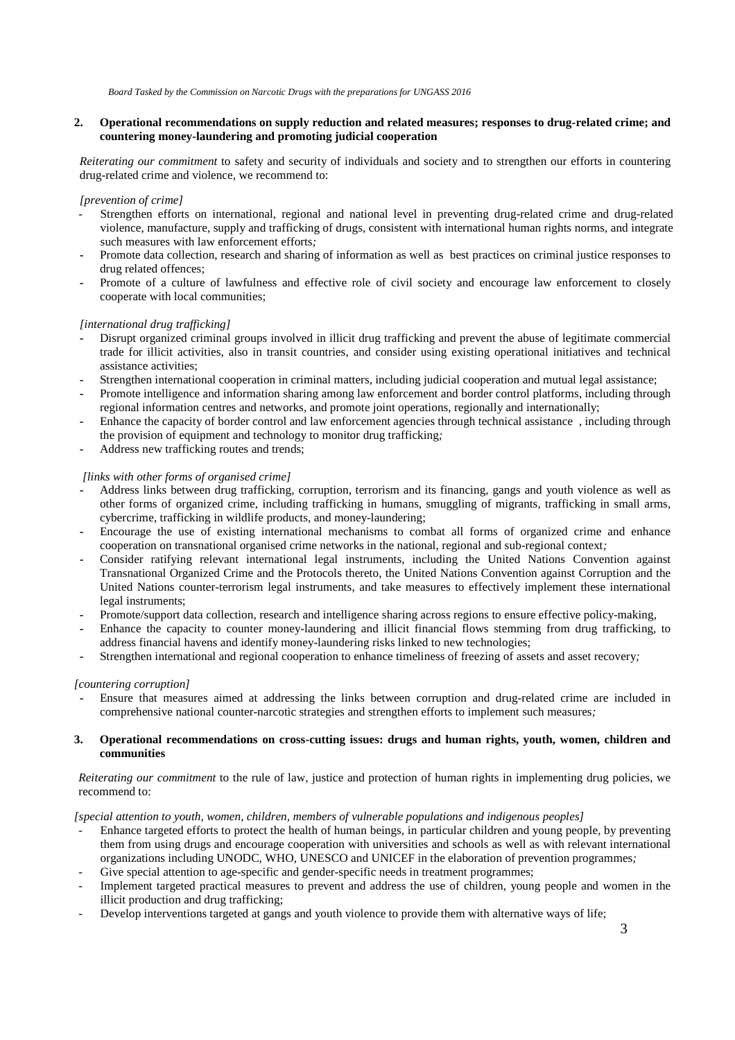## 2. Operational recommendations on supply reduction and related measures; responses to drug-related crime; and countering money-laundering and promoting judicial cooperation

*Reiterating our commitment* to safety and security of individuals and society and to strengthen our efforts in countering drug-related crime and violence, we recommend to:

*[prevention of crime]*

- Strengthen efforts on international, regional and national level in preventing drug-related crime and drug-related violence, manufacture, supply and trafficking of drugs, consistent with international human rights norms, and integrate such measures with law enforcement efforts*;*
- Promote data collection, research and sharing of information as well as best practices on criminal justice responses to drug related offences;
- Promote of a culture of lawfulness and effective role of civil society and encourage law enforcement to closely cooperate with local communities;

*[international drug trafficking]*

- Disrupt organized criminal groups involved in illicit drug trafficking and prevent the abuse of legitimate commercial trade for illicit activities, also in transit countries, and consider using existing operational initiatives and technical assistance activities;
- Strengthen international cooperation in criminal matters, including judicial cooperation and mutual legal assistance;
- Promote intelligence and information sharing among law enforcement and border control platforms, including through regional information centres and networks, and promote joint operations, regionally and internationally;
- Enhance the capacity of border control and law enforcement agencies through technical assistance , including through the provision of equipment and technology to monitor drug trafficking*;*
- Address new trafficking routes and trends;

*[links with other forms of organised crime]*

- Address links between drug trafficking, corruption, terrorism and its financing, gangs and youth violence as well as other forms of organized crime, including trafficking in humans, smuggling of migrants, trafficking in small arms, cybercrime, trafficking in wildlife products, and money-laundering;
- Encourage the use of existing international mechanisms to combat all forms of organized crime and enhance cooperation on transnational organised crime networks in the national, regional and sub-regional context*;*
- Consider ratifying relevant international legal instruments, including the United Nations Convention against Transnational Organized Crime and the Protocols thereto, the United Nations Convention against Corruption and the United Nations counter-terrorism legal instruments, and take measures to effectively implement these international legal instruments;
- Promote/support data collection, research and intelligence sharing across regions to ensure effective policy-making,
- Enhance the capacity to counter money-laundering and illicit financial flows stemming from drug trafficking, to address financial havens and identify money-laundering risks linked to new technologies;
- Strengthen international and regional cooperation to enhance timeliness of freezing of assets and asset recovery*;*

*[countering corruption]*

- Ensure that measures aimed at addressing the links between corruption and drug-related crime are included in comprehensive national counter-narcotic strategies and strengthen efforts to implement such measures*;*

## 3. Operational recommendations on cross-cutting issues: drugs and human rights, youth, women, children and communities

*Reiterating our commitment* to the rule of law, justice and protection of human rights in implementing drug policies, we recommend to:

*[special attention to youth, women, children, members of vulnerable populations and indigenous peoples]*

- Enhance targeted efforts to protect the health of human beings, in particular children and young people, by preventing them from using drugs and encourage cooperation with universities and schools as well as with relevant international organizations including UNODC, WHO, UNESCO and UNICEF in the elaboration of prevention programmes*;*
- Give special attention to age-specific and gender-specific needs in treatment programmes;
- Implement targeted practical measures to prevent and address the use of children, young people and women in the illicit production and drug trafficking;
- Develop interventions targeted at gangs and youth violence to provide them with alternative ways of life;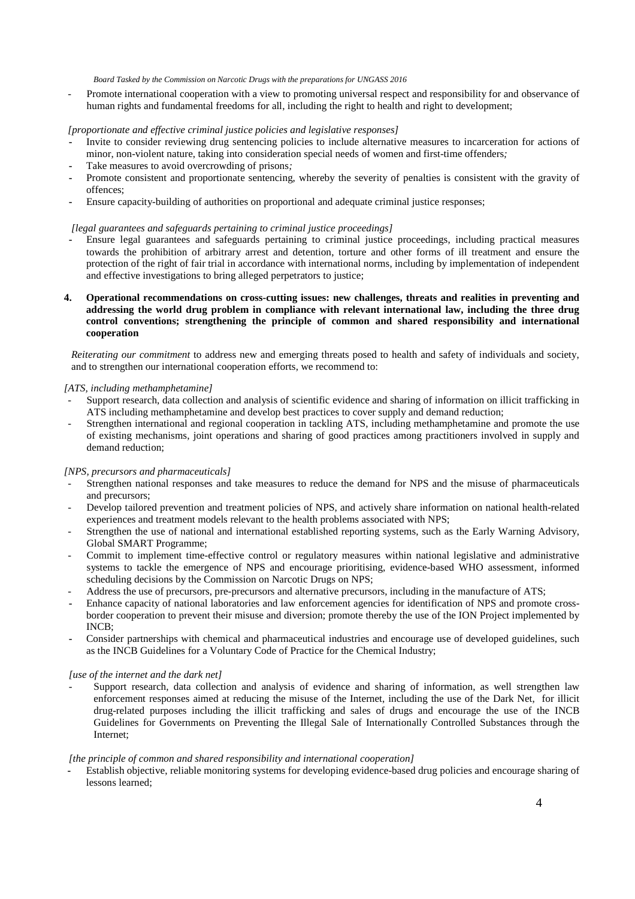- Promote international cooperation with a view to promoting universal respect and responsibility for and observance of human rights and fundamental freedoms for all, including the right to health and right to development;

*[proportionate and effective criminal justice policies and legislative responses]*

- Invite to consider reviewing drug sentencing policies to include alternative measures to incarceration for actions of minor, non-violent nature, taking into consideration special needs of women and first-time offenders*;*
- Take measures to avoid overcrowding of prisons*;*
- Promote consistent and proportionate sentencing, whereby the severity of penalties is consistent with the gravity of offences;
- Ensure capacity-building of authorities on proportional and adequate criminal justice responses;

*[legal guarantees and safeguards pertaining to criminal justice proceedings]*

- Ensure legal guarantees and safeguards pertaining to criminal justice proceedings, including practical measures towards the prohibition of arbitrary arrest and detention, torture and other forms of ill treatment and ensure the protection of the right of fair trial in accordance with international norms, including by implementation of independent and effective investigations to bring alleged perpetrators to justice;

**4. Operational recommendations on cross-cutting issues: new challenges, threats and realities in preventing and addressing the world drug problem in compliance with relevant international law, including the three drug control conventions; strengthening the principle of common and shared responsibility and international cooperation**

*Reiterating our commitment* to address new and emerging threats posed to health and safety of individuals and society, and to strengthen our international cooperation efforts, we recommend to:

*[ATS, including methamphetamine]*

- Support research, data collection and analysis of scientific evidence and sharing of information on illicit trafficking in ATS including methamphetamine and develop best practices to cover supply and demand reduction;
- Strengthen international and regional cooperation in tackling ATS, including methamphetamine and promote the use of existing mechanisms, joint operations and sharing of good practices among practitioners involved in supply and demand reduction;

*[NPS, precursors and pharmaceuticals]*

- Strengthen national responses and take measures to reduce the demand for NPS and the misuse of pharmaceuticals and precursors;
- Develop tailored prevention and treatment policies of NPS, and actively share information on national health-related experiences and treatment models relevant to the health problems associated with NPS;
- Strengthen the use of national and international established reporting systems, such as the Early Warning Advisory, Global SMART Programme;
- Commit to implement time-effective control or regulatory measures within national legislative and administrative systems to tackle the emergence of NPS and encourage prioritising, evidence-based WHO assessment, informed scheduling decisions by the Commission on Narcotic Drugs on NPS;
- Address the use of precursors, pre-precursors and alternative precursors, including in the manufacture of ATS;
- Enhance capacity of national laboratories and law enforcement agencies for identification of NPS and promote cross-border cooperation to prevent their misuse and diversion; promote thereby the use of the ION Project implemented by INCB;
- Consider partnerships with chemical and pharmaceutical industries and encourage use of developed guidelines, such as the INCB Guidelines for a Voluntary Code of Practice for the Chemical Industry;

*[use of the internet and the dark net]*

- Support research, data collection and analysis of evidence and sharing of information, as well strengthen law enforcement responses aimed at reducing the misuse of the Internet, including the use of the Dark Net, for illicit drug-related purposes including the illicit trafficking and sales of drugs and encourage the use of the INCB Guidelines for Governments on Preventing the Illegal Sale of Internationally Controlled Substances through the Internet;

*[the principle of common and shared responsibility and international cooperation]*

- Establish objective, reliable monitoring systems for developing evidence-based drug policies and encourage sharing of lessons learned;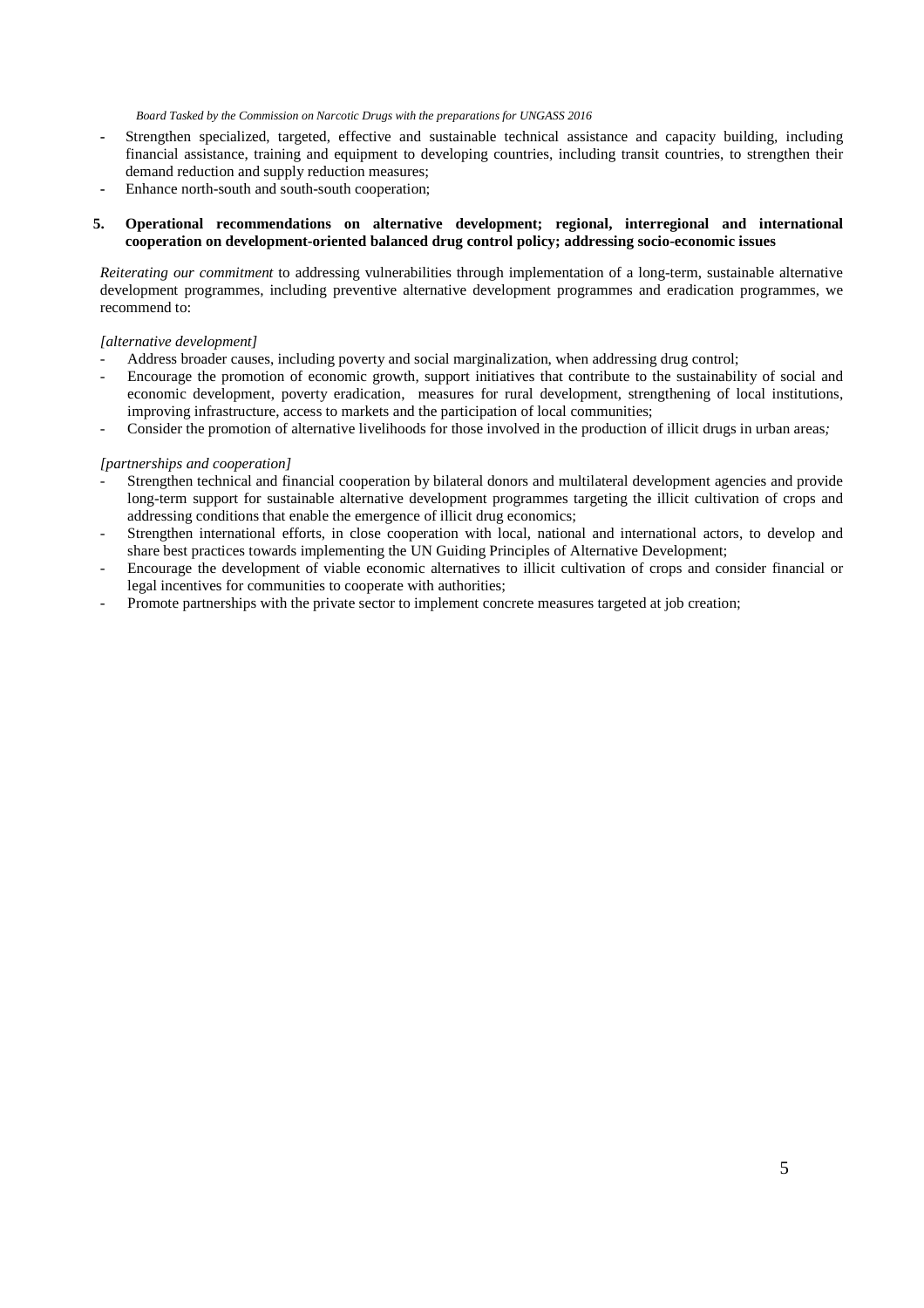- Strengthen specialized, targeted, effective and sustainable technical assistance and capacity building, including financial assistance, training and equipment to developing countries, including transit countries, to strengthen their demand reduction and supply reduction measures;
- Enhance north-south and south-south cooperation;

**5. Operational recommendations on alternative development; regional, interregional and international cooperation on development-oriented balanced drug control policy; addressing socio-economic issues**

*Reiterating our commitment* to addressing vulnerabilities through implementation of a long-term, sustainable alternative development programmes, including preventive alternative development programmes and eradication programmes, we recommend to:

*[alternative development]*

- Address broader causes, including poverty and social marginalization, when addressing drug control;
- Encourage the promotion of economic growth, support initiatives that contribute to the sustainability of social and economic development, poverty eradication, measures for rural development, strengthening of local institutions, improving infrastructure, access to markets and the participation of local communities;
- Consider the promotion of alternative livelihoods for those involved in the production of illicit drugs in urban areas*;*

*[partnerships and cooperation]*

- Strengthen technical and financial cooperation by bilateral donors and multilateral development agencies and provide long-term support for sustainable alternative development programmes targeting the illicit cultivation of crops and addressing conditions that enable the emergence of illicit drug economics;
- Strengthen international efforts, in close cooperation with local, national and international actors, to develop and share best practices towards implementing the UN Guiding Principles of Alternative Development;
- Encourage the development of viable economic alternatives to illicit cultivation of crops and consider financial or legal incentives for communities to cooperate with authorities;
- Promote partnerships with the private sector to implement concrete measures targeted at job creation;